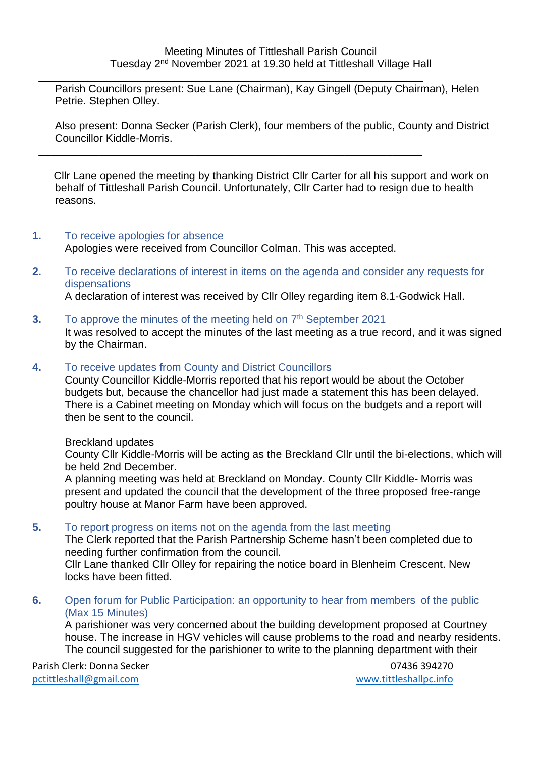Meeting Minutes of Tittleshall Parish Council
Tuesday 2nd November 2021 at 19.30 held at Tittleshall Village Hall

---

Parish Councillors present: Sue Lane (Chairman), Kay Gingell (Deputy Chairman), Helen Petrie. Stephen Olley.

Also present: Donna Secker (Parish Clerk), four members of the public, County and District Councillor Kiddle-Morris.

---

Cllr Lane opened the meeting by thanking District Cllr Carter for all his support and work on behalf of Tittleshall Parish Council. Unfortunately, Cllr Carter had to resign due to health reasons.

**1.** To receive apologies for absence
Apologies were received from Councillor Colman. This was accepted.

**2.** To receive declarations of interest in items on the agenda and consider any requests for dispensations
A declaration of interest was received by Cllr Olley regarding item 8.1-Godwick Hall.

**3.** To approve the minutes of the meeting held on 7th September 2021
It was resolved to accept the minutes of the last meeting as a true record, and it was signed by the Chairman.

**4.** To receive updates from County and District Councillors
County Councillor Kiddle-Morris reported that his report would be about the October budgets but, because the chancellor had just made a statement this has been delayed. There is a Cabinet meeting on Monday which will focus on the budgets and a report will then be sent to the council.

Breckland updates
County Cllr Kiddle-Morris will be acting as the Breckland Cllr until the bi-elections, which will be held 2nd December.
A planning meeting was held at Breckland on Monday. County Cllr Kiddle- Morris was present and updated the council that the development of the three proposed free-range poultry house at Manor Farm have been approved.

**5.** To report progress on items not on the agenda from the last meeting
The Clerk reported that the Parish Partnership Scheme hasn't been completed due to needing further confirmation from the council.
Cllr Lane thanked Cllr Olley for repairing the notice board in Blenheim Crescent. New locks have been fitted.

**6.** Open forum for Public Participation: an opportunity to hear from members of the public (Max 15 Minutes)
A parishioner was very concerned about the building development proposed at Courtney house. The increase in HGV vehicles will cause problems to the road and nearby residents. The council suggested for the parishioner to write to the planning department with their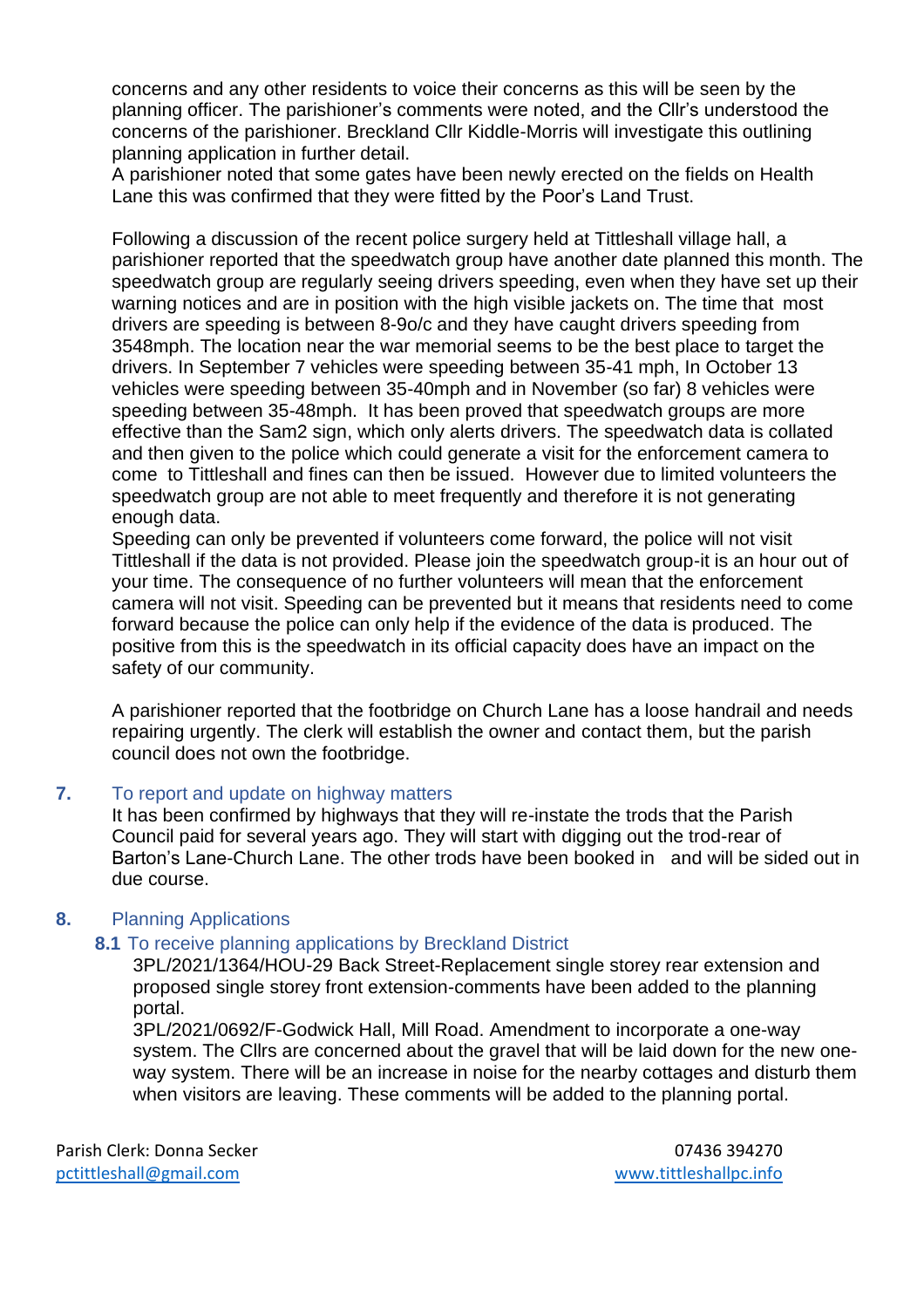concerns and any other residents to voice their concerns as this will be seen by the planning officer. The parishioner's comments were noted, and the Cllr's understood the concerns of the parishioner. Breckland Cllr Kiddle-Morris will investigate this outlining planning application in further detail.
A parishioner noted that some gates have been newly erected on the fields on Health Lane this was confirmed that they were fitted by the Poor's Land Trust.

Following a discussion of the recent police surgery held at Tittleshall village hall, a parishioner reported that the speedwatch group have another date planned this month. The speedwatch group are regularly seeing drivers speeding, even when they have set up their warning notices and are in position with the high visible jackets on. The time that most drivers are speeding is between 8-9o/c and they have caught drivers speeding from 3548mph. The location near the war memorial seems to be the best place to target the drivers. In September 7 vehicles were speeding between 35-41 mph, In October 13 vehicles were speeding between 35-40mph and in November (so far) 8 vehicles were speeding between 35-48mph. It has been proved that speedwatch groups are more effective than the Sam2 sign, which only alerts drivers. The speedwatch data is collated and then given to the police which could generate a visit for the enforcement camera to come to Tittleshall and fines can then be issued. However due to limited volunteers the speedwatch group are not able to meet frequently and therefore it is not generating enough data.
Speeding can only be prevented if volunteers come forward, the police will not visit Tittleshall if the data is not provided. Please join the speedwatch group-it is an hour out of your time. The consequence of no further volunteers will mean that the enforcement camera will not visit. Speeding can be prevented but it means that residents need to come forward because the police can only help if the evidence of the data is produced. The positive from this is the speedwatch in its official capacity does have an impact on the safety of our community.

A parishioner reported that the footbridge on Church Lane has a loose handrail and needs repairing urgently. The clerk will establish the owner and contact them, but the parish council does not own the footbridge.

## 7. To report and update on highway matters

It has been confirmed by highways that they will re-instate the trods that the Parish Council paid for several years ago. They will start with digging out the trod-rear of Barton's Lane-Church Lane. The other trods have been booked in and will be sided out in due course.

## 8. Planning Applications

### 8.1 To receive planning applications by Breckland District

3PL/2021/1364/HOU-29 Back Street-Replacement single storey rear extension and proposed single storey front extension-comments have been added to the planning portal.

3PL/2021/0692/F-Godwick Hall, Mill Road. Amendment to incorporate a one-way system. The Cllrs are concerned about the gravel that will be laid down for the new one-way system. There will be an increase in noise for the nearby cottages and disturb them when visitors are leaving. These comments will be added to the planning portal.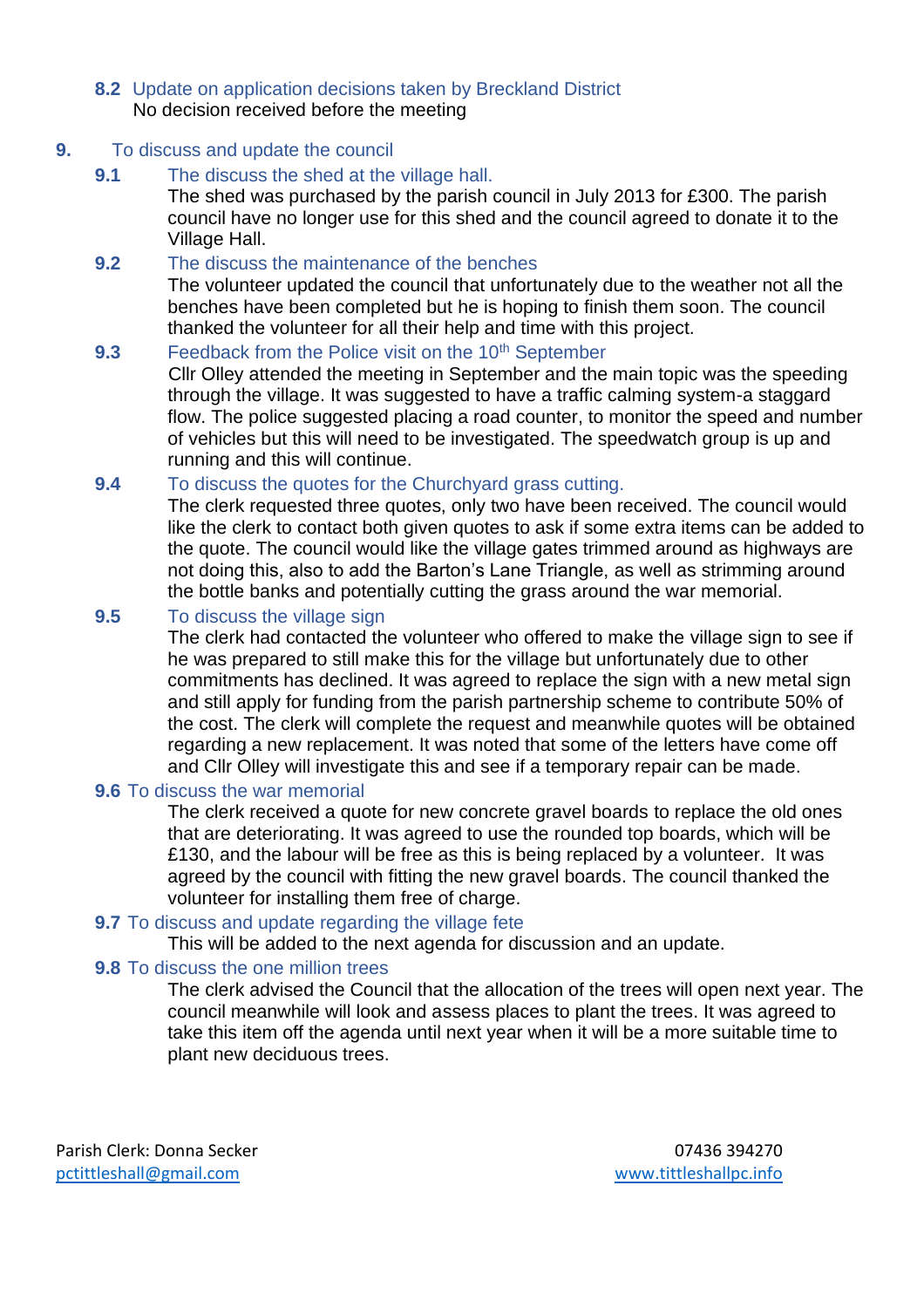**8.2** Update on application decisions taken by Breckland District

No decision received before the meeting

## 9. To discuss and update the council

**9.1** The discuss the shed at the village hall.

The shed was purchased by the parish council in July 2013 for £300. The parish council have no longer use for this shed and the council agreed to donate it to the Village Hall.

**9.2** The discuss the maintenance of the benches

The volunteer updated the council that unfortunately due to the weather not all the benches have been completed but he is hoping to finish them soon. The council thanked the volunteer for all their help and time with this project.

**9.3** Feedback from the Police visit on the 10th September

Cllr Olley attended the meeting in September and the main topic was the speeding through the village. It was suggested to have a traffic calming system-a staggard flow. The police suggested placing a road counter, to monitor the speed and number of vehicles but this will need to be investigated. The speedwatch group is up and running and this will continue.

**9.4** To discuss the quotes for the Churchyard grass cutting.

The clerk requested three quotes, only two have been received. The council would like the clerk to contact both given quotes to ask if some extra items can be added to the quote. The council would like the village gates trimmed around as highways are not doing this, also to add the Barton's Lane Triangle, as well as strimming around the bottle banks and potentially cutting the grass around the war memorial.

**9.5** To discuss the village sign

The clerk had contacted the volunteer who offered to make the village sign to see if he was prepared to still make this for the village but unfortunately due to other commitments has declined. It was agreed to replace the sign with a new metal sign and still apply for funding from the parish partnership scheme to contribute 50% of the cost. The clerk will complete the request and meanwhile quotes will be obtained regarding a new replacement. It was noted that some of the letters have come off and Cllr Olley will investigate this and see if a temporary repair can be made.

**9.6** To discuss the war memorial

The clerk received a quote for new concrete gravel boards to replace the old ones that are deteriorating. It was agreed to use the rounded top boards, which will be £130, and the labour will be free as this is being replaced by a volunteer. It was agreed by the council with fitting the new gravel boards. The council thanked the volunteer for installing them free of charge.

**9.7** To discuss and update regarding the village fete

This will be added to the next agenda for discussion and an update.

**9.8** To discuss the one million trees

The clerk advised the Council that the allocation of the trees will open next year. The council meanwhile will look and assess places to plant the trees. It was agreed to take this item off the agenda until next year when it will be a more suitable time to plant new deciduous trees.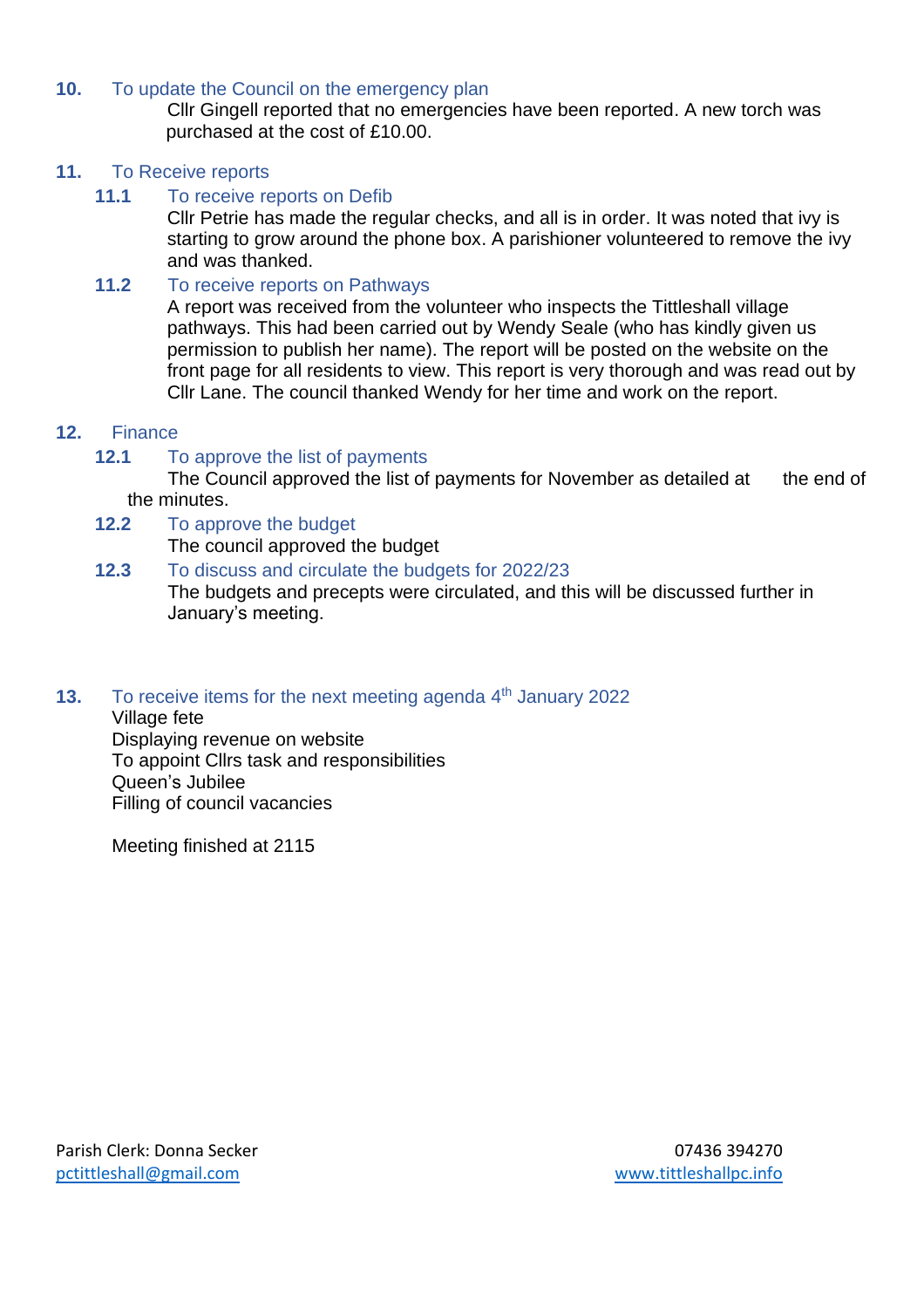**10.** To update the Council on the emergency plan

Cllr Gingell reported that no emergencies have been reported. A new torch was purchased at the cost of £10.00.

**11.** To Receive reports

**11.1** To receive reports on Defib

Cllr Petrie has made the regular checks, and all is in order. It was noted that ivy is starting to grow around the phone box. A parishioner volunteered to remove the ivy and was thanked.

**11.2** To receive reports on Pathways

A report was received from the volunteer who inspects the Tittleshall village pathways. This had been carried out by Wendy Seale (who has kindly given us permission to publish her name). The report will be posted on the website on the front page for all residents to view. This report is very thorough and was read out by Cllr Lane. The council thanked Wendy for her time and work on the report.

**12.** Finance

**12.1** To approve the list of payments

The Council approved the list of payments for November as detailed at the end of the minutes.

**12.2** To approve the budget

The council approved the budget

**12.3** To discuss and circulate the budgets for 2022/23

The budgets and precepts were circulated, and this will be discussed further in January's meeting.

**13.** To receive items for the next meeting agenda 4th January 2022

Village fete
Displaying revenue on website
To appoint Cllrs task and responsibilities
Queen's Jubilee
Filling of council vacancies

Meeting finished at 2115

Parish Clerk: Donna Secker 07436 394270
pctittleshall@gmail.com www.tittleshallpc.info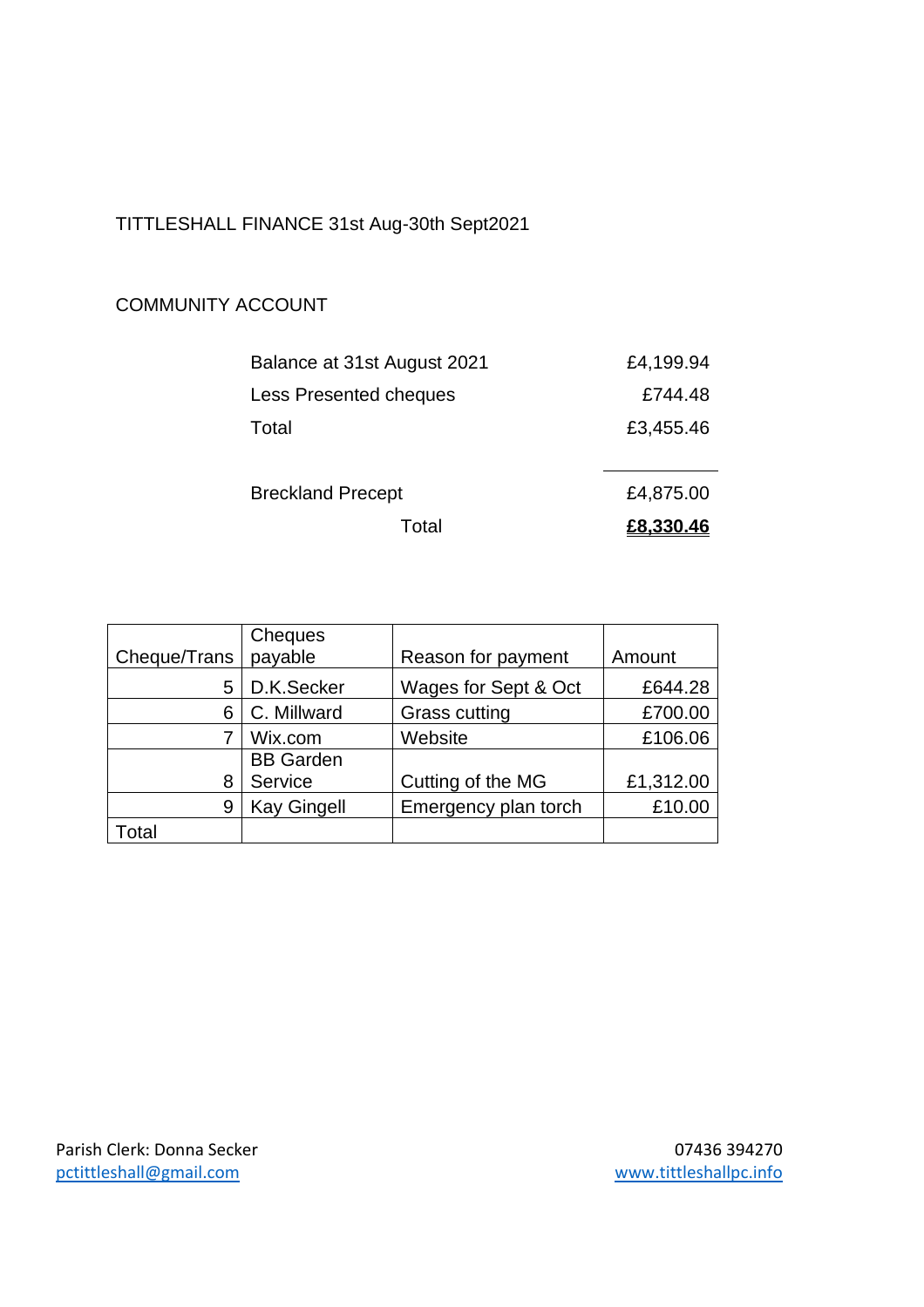TITTLESHALL FINANCE 31st Aug-30th Sept2021

COMMUNITY ACCOUNT

| | |
|---|---|
| Balance at 31st August 2021 | £4,199.94 |
| Less Presented cheques | £744.48 |
| Total | £3,455.46 |
| | |
| Breckland Precept | £4,875.00 |
| Total | **£8,330.46** |

| Cheque/Trans | Cheques payable | Reason for payment | Amount |
|---|---|---|---|
| 5 | D.K.Secker | Wages for Sept & Oct | £644.28 |
| 6 | C. Millward | Grass cutting | £700.00 |
| 7 | Wix.com | Website | £106.06 |
| 8 | BB Garden Service | Cutting of the MG | £1,312.00 |
| 9 | Kay Gingell | Emergency plan torch | £10.00 |
| Total | | | |

Parish Clerk: Donna Secker
pctittleshall@gmail.com

07436 394270
www.tittleshallpc.info